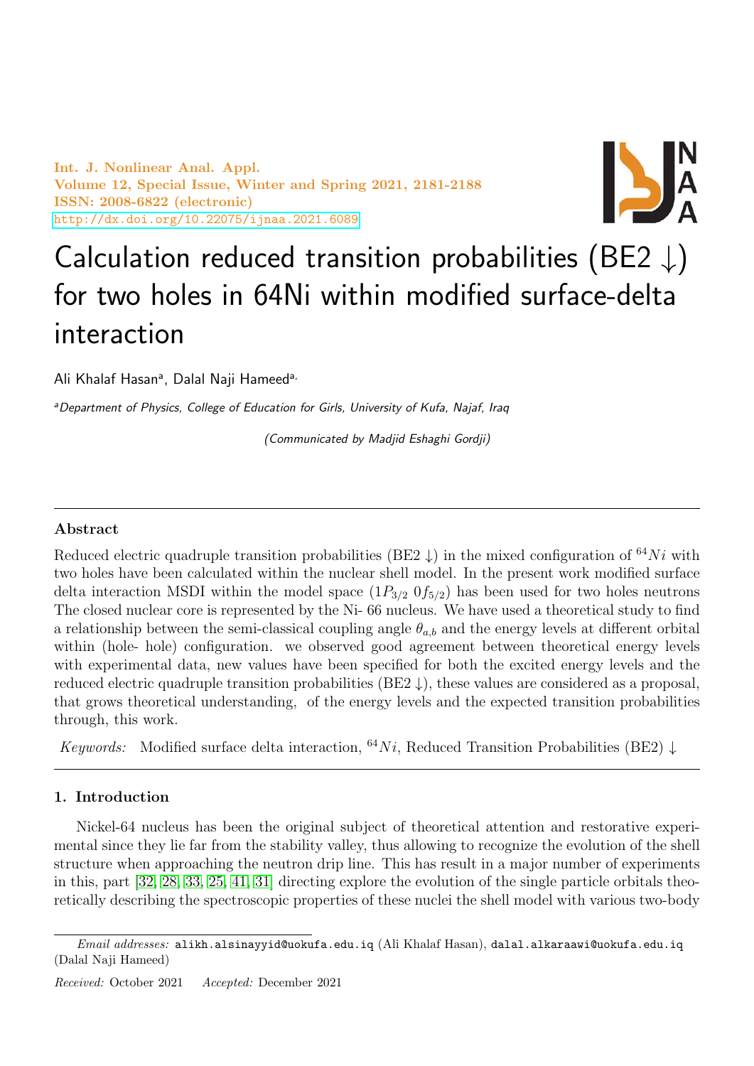Int. J. Nonlinear Anal. Appl.
Volume 12, Special Issue, Winter and Spring 2021, 2181-2188
ISSN: 2008-6822 (electronic)
http://dx.doi.org/10.22075/ijnaa.2021.6089

# Calculation reduced transition probabilities (BE2 ↓) for two holes in 64Ni within modified surface-delta interaction

Ali Khalaf Hasan[a], Dalal Naji Hameed[a,]

[a]*Department of Physics, College of Education for Girls, University of Kufa, Najaf, Iraq*

*(Communicated by Madjid Eshaghi Gordji)*

---

### Abstract

Reduced electric quadruple transition probabilities (BE2 ↓) in the mixed configuration of $^{64}Ni$ with two holes have been calculated within the nuclear shell model. In the present work modified surface delta interaction MSDI within the model space $(1P_{3/2}\ 0f_{5/2})$ has been used for two holes neutrons The closed nuclear core is represented by the Ni- 66 nucleus. We have used a theoretical study to find a relationship between the semi-classical coupling angle $\theta_{a,b}$ and the energy levels at different orbital within (hole- hole) configuration. we observed good agreement between theoretical energy levels with experimental data, new values have been specified for both the excited energy levels and the reduced electric quadruple transition probabilities (BE2 ↓), these values are considered as a proposal, that grows theoretical understanding, of the energy levels and the expected transition probabilities through, this work.

*Keywords:* Modified surface delta interaction, $^{64}Ni$, Reduced Transition Probabilities (BE2) ↓

---

## 1. Introduction

Nickel-64 nucleus has been the original subject of theoretical attention and restorative experimental since they lie far from the stability valley, thus allowing to recognize the evolution of the shell structure when approaching the neutron drip line. This has result in a major number of experiments in this, part [32, 28, 33, 25, 41, 31] directing explore the evolution of the single particle orbitals theoretically describing the spectroscopic properties of these nuclei the shell model with various two-body

---

*Email addresses:* alikh.alsinayyid@uokufa.edu.iq (Ali Khalaf Hasan), dalal.alkaraawi@uokufa.edu.iq (Dalal Naji Hameed)

*Received:* October 2021 *Accepted:* December 2021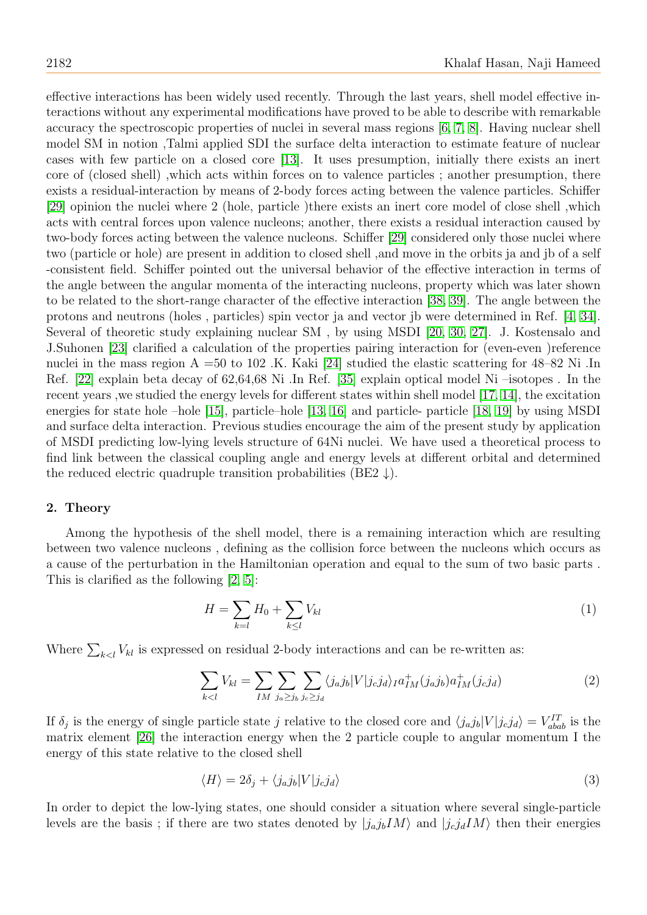effective interactions has been widely used recently. Through the last years, shell model effective interactions without any experimental modifications have proved to be able to describe with remarkable accuracy the spectroscopic properties of nuclei in several mass regions [6, 7, 8]. Having nuclear shell model SM in notion ,Talmi applied SDI the surface delta interaction to estimate feature of nuclear cases with few particle on a closed core [13]. It uses presumption, initially there exists an inert core of (closed shell) ,which acts within forces on to valence particles ; another presumption, there exists a residual-interaction by means of 2-body forces acting between the valence particles. Schiffer [29] opinion the nuclei where 2 (hole, particle )there exists an inert core model of close shell ,which acts with central forces upon valence nucleons; another, there exists a residual interaction caused by two-body forces acting between the valence nucleons. Schiffer [29] considered only those nuclei where two (particle or hole) are present in addition to closed shell ,and move in the orbits ja and jb of a self -consistent field. Schiffer pointed out the universal behavior of the effective interaction in terms of the angle between the angular momenta of the interacting nucleons, property which was later shown to be related to the short-range character of the effective interaction [38, 39]. The angle between the protons and neutrons (holes , particles) spin vector ja and vector jb were determined in Ref. [4, 34]. Several of theoretic study explaining nuclear SM , by using MSDI [20, 30, 27]. J. Kostensalo and J.Suhonen [23] clarified a calculation of the properties pairing interaction for (even-even )reference nuclei in the mass region A =50 to 102 .K. Kaki [24] studied the elastic scattering for 48–82 Ni .In Ref. [22] explain beta decay of 62,64,68 Ni .In Ref. [35] explain optical model Ni –isotopes . In the recent years ,we studied the energy levels for different states within shell model [17, 14], the excitation energies for state hole –hole [15], particle–hole [13, 16] and particle- particle [18, 19] by using MSDI and surface delta interaction. Previous studies encourage the aim of the present study by application of MSDI predicting low-lying levels structure of 64Ni nuclei. We have used a theoretical process to find link between the classical coupling angle and energy levels at different orbital and determined the reduced electric quadruple transition probabilities (BE2 ↓).

## 2. Theory

Among the hypothesis of the shell model, there is a remaining interaction which are resulting between two valence nucleons , defining as the collision force between the nucleons which occurs as a cause of the perturbation in the Hamiltonian operation and equal to the sum of two basic parts . This is clarified as the following [2, 5]:

$$H = \sum_{k=l} H_0 + \sum_{k \leq l} V_{kl} \tag{1}$$

Where $\sum_{k<l} V_{kl}$ is expressed on residual 2-body interactions and can be re-written as:

$$\sum_{k<l} V_{kl} = \sum_{IM} \sum_{j_a \geq j_b} \sum_{j_c \geq j_d} \langle j_a j_b | V | j_c j_d \rangle_I a^{+}_{IM}(j_a j_b) a^{+}_{IM}(j_c j_d) \tag{2}$$

If $\delta_j$ is the energy of single particle state $j$ relative to the closed core and $\langle j_a j_b | V | j_c j_d \rangle = V^{IT}_{abab}$ is the matrix element [26] the interaction energy when the 2 particle couple to angular momentum I the energy of this state relative to the closed shell

$$\langle H \rangle = 2\delta_j + \langle j_a j_b | V | j_c j_d \rangle \tag{3}$$

In order to depict the low-lying states, one should consider a situation where several single-particle levels are the basis ; if there are two states denoted by $|j_a j_b IM\rangle$ and $|j_c j_d IM\rangle$ then their energies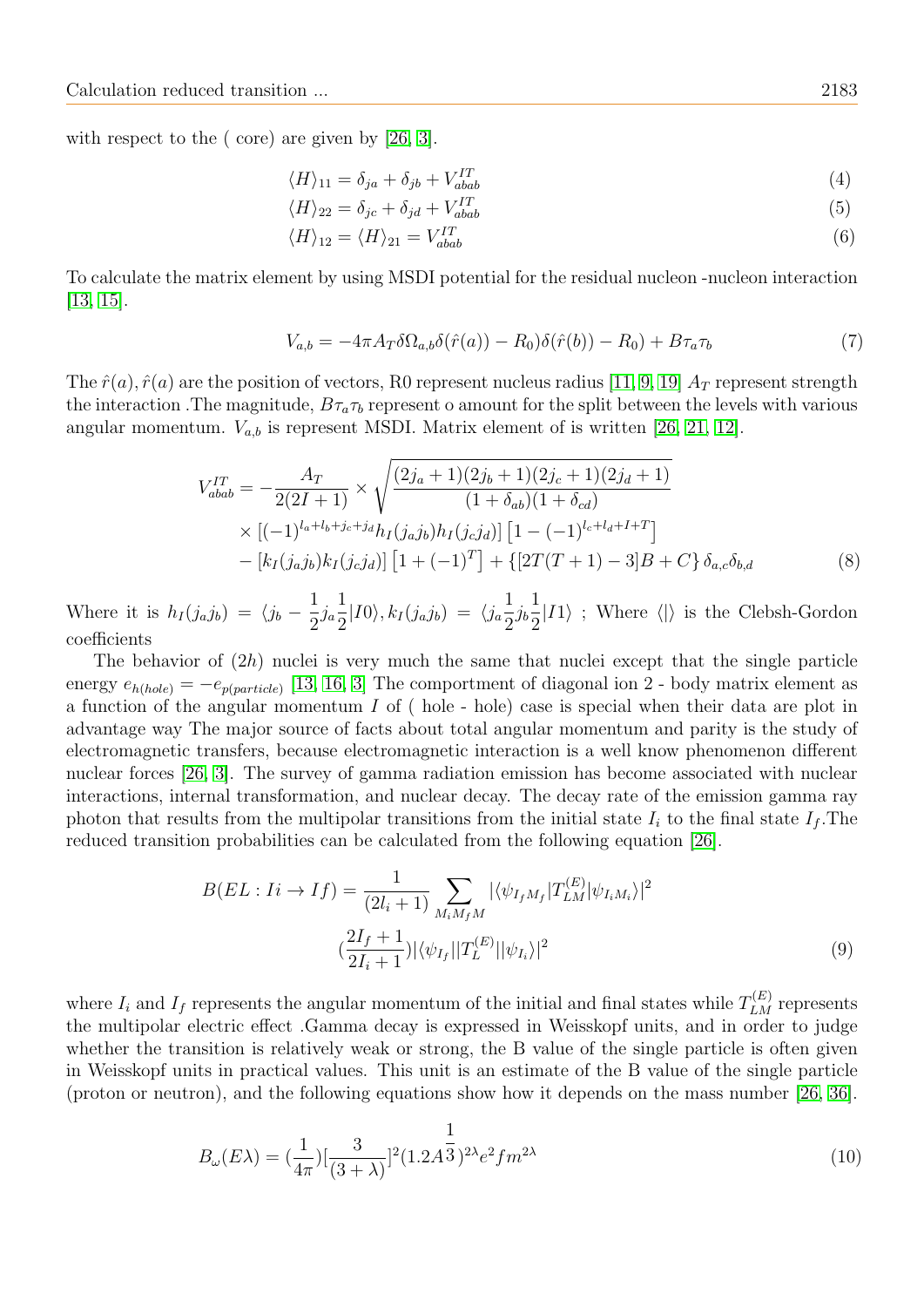with respect to the ( core) are given by [26, 3].

$$\langle H\rangle_{11} = \delta_{ja} + \delta_{jb} + V^{IT}_{abab} \tag{4}$$

$$\langle H\rangle_{22} = \delta_{jc} + \delta_{jd} + V^{IT}_{abab} \tag{5}$$

$$\langle H\rangle_{12} = \langle H\rangle_{21} = V^{IT}_{abab} \tag{6}$$

To calculate the matrix element by using MSDI potential for the residual nucleon -nucleon interaction [13, 15].

$$V_{a,b} = -4\pi A_T \delta\Omega_{a,b}\delta(\hat{r}(a)) - R_0)\delta(\hat{r}(b)) - R_0) + B\tau_a\tau_b \tag{7}$$

The $\hat{r}(a), \hat{r}(a)$ are the position of vectors, R0 represent nucleus radius [11, 9, 19] $A_T$ represent strength the interaction .The magnitude, $B\tau_a\tau_b$ represent o amount for the split between the levels with various angular momentum. $V_{a,b}$ is represent MSDI. Matrix element of is written [26, 21, 12].

$$\begin{aligned} V^{IT}_{abab} = &-\frac{A_T}{2(2I+1)} \times \sqrt{\frac{(2j_a+1)(2j_b+1)(2j_c+1)(2j_d+1)}{(1+\delta_{ab})(1+\delta_{cd})}} \\ &\times \left[(-1)^{l_a+l_b+j_c+j_d} h_I(j_a j_b) h_I(j_c j_d)\right]\left[1-(-1)^{l_c+l_d+I+T}\right] \\ &- \left[k_I(j_a j_b) k_I(j_c j_d)\right]\left[1+(-1)^T\right] + \left\{[2T(T+1)-3]B + C\right\}\delta_{a,c}\delta_{b,d} \end{aligned} \tag{8}$$

Where it is $h_I(j_a j_b) = \langle j_b - \frac{1}{2} j_a \frac{1}{2} | I0\rangle, k_I(j_a j_b) = \langle j_a \frac{1}{2} j_b \frac{1}{2} | I1\rangle$ ; Where $\langle|\rangle$ is the Clebsh-Gordon coefficients

The behavior of $(2h)$ nuclei is very much the same that nuclei except that the single particle energy $e_{h(hole)} = -e_{p(particle)}$ [13, 16, 3] The comportment of diagonal ion 2 - body matrix element as a function of the angular momentum $I$ of ( hole - hole) case is special when their data are plot in advantage way The major source of facts about total angular momentum and parity is the study of electromagnetic transfers, because electromagnetic interaction is a well know phenomenon different nuclear forces [26, 3]. The survey of gamma radiation emission has become associated with nuclear interactions, internal transformation, and nuclear decay. The decay rate of the emission gamma ray photon that results from the multipolar transitions from the initial state $I_i$ to the final state $I_f$.The reduced transition probabilities can be calculated from the following equation [26].

$$\begin{aligned} B(EL : Ii \to If) = &\frac{1}{(2l_i+1)} \sum_{M_i M_f M} |\langle\psi_{I_f M_f}| T^{(E)}_{LM} |\psi_{I_i M_i}\rangle|^2 \\ &\left(\frac{2I_f+1}{2I_i+1}\right)|\langle\psi_{I_f}|| T^{(E)}_L ||\psi_{I_i}\rangle|^2 \end{aligned} \tag{9}$$

where $I_i$ and $I_f$ represents the angular momentum of the initial and final states while $T^{(E)}_{LM}$ represents the multipolar electric effect .Gamma decay is expressed in Weisskopf units, and in order to judge whether the transition is relatively weak or strong, the B value of the single particle is often given in Weisskopf units in practical values. This unit is an estimate of the B value of the single particle (proton or neutron), and the following equations show how it depends on the mass number [26, 36].

$$B_\omega(E\lambda) = \left(\frac{1}{4\pi}\right)\left[\frac{3}{(3+\lambda)}\right]^2 (1.2A^{\frac{1}{3}})^{2\lambda} e^2 fm^{2\lambda} \tag{10}$$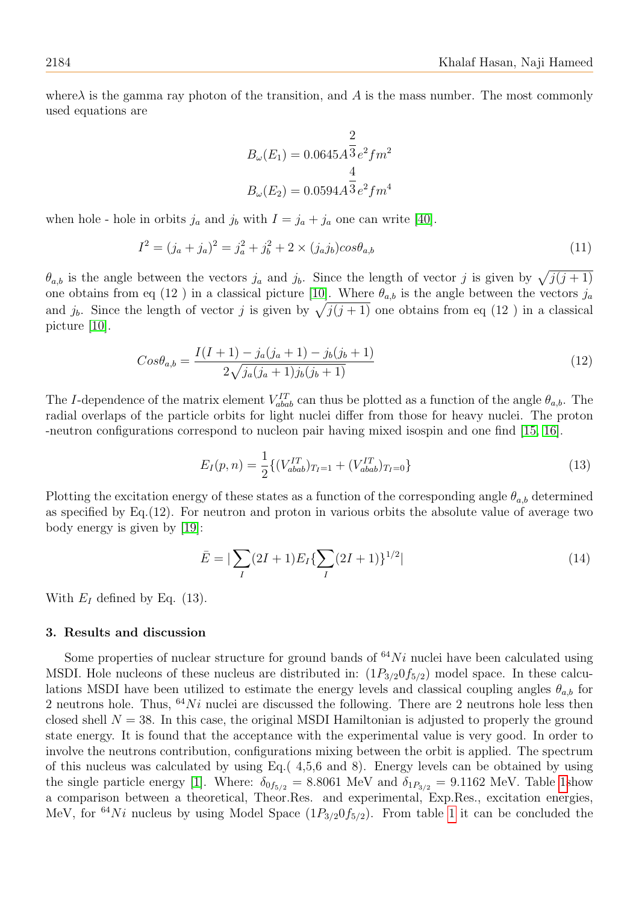where$\lambda$ is the gamma ray photon of the transition, and $A$ is the mass number. The most commonly used equations are

$$B_{\omega}(E_1) = 0.0645A^{\frac{2}{3}}e^2fm^2$$

$$B_{\omega}(E_2) = 0.0594A^{\frac{4}{3}}e^2fm^4$$

when hole - hole in orbits $j_a$ and $j_b$ with $I = j_a + j_a$ one can write [40].

$$I^2 = (j_a + j_a)^2 = j_a^2 + j_b^2 + 2 \times (j_a j_b) cos\theta_{a,b} \tag{11}$$

$\theta_{a,b}$ is the angle between the vectors $j_a$ and $j_b$. Since the length of vector $j$ is given by $\sqrt{j(j+1)}$ one obtains from eq (12 ) in a classical picture [10]. Where $\theta_{a,b}$ is the angle between the vectors $j_a$ and $j_b$. Since the length of vector $j$ is given by $\sqrt{j(j+1)}$ one obtains from eq (12 ) in a classical picture [10].

$$Cos\theta_{a,b} = \frac{I(I+1) - j_a(j_a+1) - j_b(j_b+1)}{2\sqrt{j_a(j_a+1)j_b(j_b+1)}} \tag{12}$$

The $I$-dependence of the matrix element $V_{abab}^{IT}$ can thus be plotted as a function of the angle $\theta_{a,b}$. The radial overlaps of the particle orbits for light nuclei differ from those for heavy nuclei. The proton -neutron configurations correspond to nucleon pair having mixed isospin and one find [15, 16].

$$E_I(p,n) = \frac{1}{2}\{(V_{abab}^{IT})_{T_I=1} + (V_{abab}^{IT})_{T_I=0}\} \tag{13}$$

Plotting the excitation energy of these states as a function of the corresponding angle $\theta_{a,b}$ determined as specified by Eq.(12). For neutron and proton in various orbits the absolute value of average two body energy is given by [19]:

$$\bar{E} = |\sum_I (2I+1)E_I\{\sum_I (2I+1)\}^{1/2}| \tag{14}$$

With $E_I$ defined by Eq. (13).

## 3. Results and discussion

Some properties of nuclear structure for ground bands of $^{64}Ni$ nuclei have been calculated using MSDI. Hole nucleons of these nucleus are distributed in: $(1P_{3/2}0f_{5/2})$ model space. In these calculations MSDI have been utilized to estimate the energy levels and classical coupling angles $\theta_{a,b}$ for 2 neutrons hole. Thus, $^{64}Ni$ nuclei are discussed the following. There are 2 neutrons hole less then closed shell $N = 38$. In this case, the original MSDI Hamiltonian is adjusted to properly the ground state energy. It is found that the acceptance with the experimental value is very good. In order to involve the neutrons contribution, configurations mixing between the orbit is applied. The spectrum of this nucleus was calculated by using Eq.( 4,5,6 and 8). Energy levels can be obtained by using the single particle energy [1]. Where: $\delta_{0f_{5/2}} = 8.8061$ MeV and $\delta_{1P_{3/2}} = 9.1162$ MeV. Table 1show a comparison between a theoretical, Theor.Res. and experimental, Exp.Res., excitation energies, MeV, for $^{64}Ni$ nucleus by using Model Space $(1P_{3/2}0f_{5/2})$. From table 1 it can be concluded the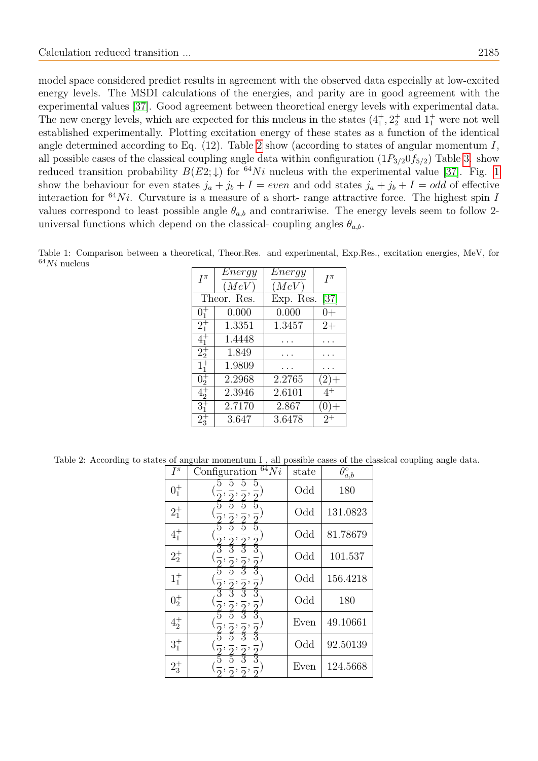model space considered predict results in agreement with the observed data especially at low-excited energy levels. The MSDI calculations of the energies, and parity are in good agreement with the experimental values [37]. Good agreement between theoretical energy levels with experimental data. The new energy levels, which are expected for this nucleus in the states ($4_1^+, 2_2^+$ and $1_1^+$ were not well established experimentally. Plotting excitation energy of these states as a function of the identical angle determined according to Eq. (12). Table 2 show (according to states of angular momentum $I$, all possible cases of the classical coupling angle data within configuration ($1P_{3/2}0f_{5/2}$) Table 3. show reduced transition probability $B(E2;\downarrow)$ for $^{64}Ni$ nucleus with the experimental value [37]. Fig. 1 show the behaviour for even states $j_a + j_b + I = even$ and odd states $j_a + j_b + I = odd$ of effective interaction for $^{64}Ni$. Curvature is a measure of a short- range attractive force. The highest spin $I$ values correspond to least possible angle $\theta_{a,b}$ and contrariwise. The energy levels seem to follow 2-universal functions which depend on the classical- coupling angles $\theta_{a,b}$.

Table 1: Comparison between a theoretical, Theor.Res. and experimental, Exp.Res., excitation energies, MeV, for $^{64}Ni$ nucleus

| $I^\pi$ | Energy (MeV) | Energy (MeV) | $I^\pi$ |
|---|---|---|---|
| Theor. Res. | | Exp. Res. [37] | |
| $0_1^+$ | 0.000 | 0.000 | 0+ |
| $2_1^+$ | 1.3351 | 1.3457 | 2+ |
| $4_1^+$ | 1.4448 | ... | ... |
| $2_2^+$ | 1.849 | ... | ... |
| $1_1^+$ | 1.9809 | ... | ... |
| $0_2^+$ | 2.2968 | 2.2765 | (2)+ |
| $4_2^+$ | 2.3946 | 2.6101 | $4^+$ |
| $3_1^+$ | 2.7170 | 2.867 | (0)+ |
| $2_3^+$ | 3.647 | 3.6478 | $2^+$ |

Table 2: According to states of angular momentum I , all possible cases of the classical coupling angle data.

| $I^\pi$ | Configuration $^{64}Ni$ | state | $\theta^\circ_{a,b}$ |
|---|---|---|---|
| $0_1^+$ | $(\frac{5}{2},\frac{5}{2},\frac{5}{2},\frac{5}{2})$ | Odd | 180 |
| $2_1^+$ | $(\frac{5}{2},\frac{5}{2},\frac{5}{2},\frac{5}{2})$ | Odd | 131.0823 |
| $4_1^+$ | $(\frac{5}{2},\frac{5}{2},\frac{5}{2},\frac{5}{2})$ | Odd | 81.78679 |
| $2_2^+$ | $(\frac{3}{2},\frac{3}{2},\frac{3}{2},\frac{3}{2})$ | Odd | 101.537 |
| $1_1^+$ | $(\frac{5}{2},\frac{5}{2},\frac{3}{2},\frac{3}{2})$ | Odd | 156.4218 |
| $0_2^+$ | $(\frac{3}{2},\frac{3}{2},\frac{3}{2},\frac{3}{2})$ | Odd | 180 |
| $4_2^+$ | $(\frac{5}{2},\frac{5}{2},\frac{3}{2},\frac{3}{2})$ | Even | 49.10661 |
| $3_1^+$ | $(\frac{5}{2},\frac{5}{2},\frac{3}{2},\frac{3}{2})$ | Odd | 92.50139 |
| $2_3^+$ | $(\frac{5}{2},\frac{5}{2},\frac{3}{2},\frac{3}{2})$ | Even | 124.5668 |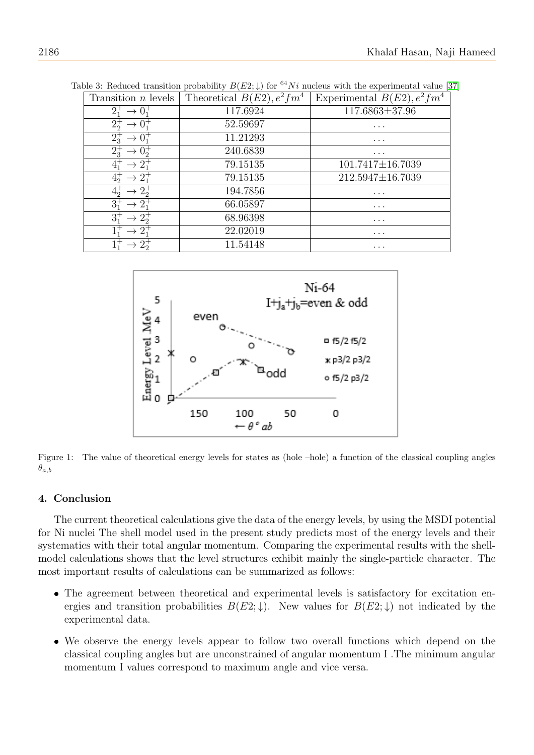Table 3: Reduced transition probability $B(E2;\downarrow)$ for $^{64}Ni$ nucleus with the experimental value [37]

| Transition $n$ levels | Theoretical $B(E2), e^2fm^4$ | Experimental $B(E2), e^2fm^4$ |
|---|---|---|
| $2_1^+ \rightarrow 0_1^+$ | 117.6924 | 117.6863±37.96 |
| $2_2^+ \rightarrow 0_1^+$ | 52.59697 | ... |
| $2_3^+ \rightarrow 0_1^+$ | 11.21293 | ... |
| $2_3^+ \rightarrow 0_2^+$ | 240.6839 | ... |
| $4_1^+ \rightarrow 2_1^+$ | 79.15135 | 101.7417±16.7039 |
| $4_2^+ \rightarrow 2_1^+$ | 79.15135 | 212.5947±16.7039 |
| $4_2^+ \rightarrow 2_2^+$ | 194.7856 | ... |
| $3_1^+ \rightarrow 2_1^+$ | 66.05897 | ... |
| $3_1^+ \rightarrow 2_2^+$ | 68.96398 | ... |
| $1_1^+ \rightarrow 2_1^+$ | 22.02019 | ... |
| $1_1^+ \rightarrow 2_2^+$ | 11.54148 | ... |

Figure 1: The value of theoretical energy levels for states as (hole –hole) a function of the classical coupling angles $\theta_{a,b}$

## 4. Conclusion

The current theoretical calculations give the data of the energy levels, by using the MSDI potential for Ni nuclei The shell model used in the present study predicts most of the energy levels and their systematics with their total angular momentum. Comparing the experimental results with the shell-model calculations shows that the level structures exhibit mainly the single-particle character. The most important results of calculations can be summarized as follows:

- The agreement between theoretical and experimental levels is satisfactory for excitation energies and transition probabilities $B(E2;\downarrow)$. New values for $B(E2;\downarrow)$ not indicated by the experimental data.
- We observe the energy levels appear to follow two overall functions which depend on the classical coupling angles but are unconstrained of angular momentum I .The minimum angular momentum I values correspond to maximum angle and vice versa.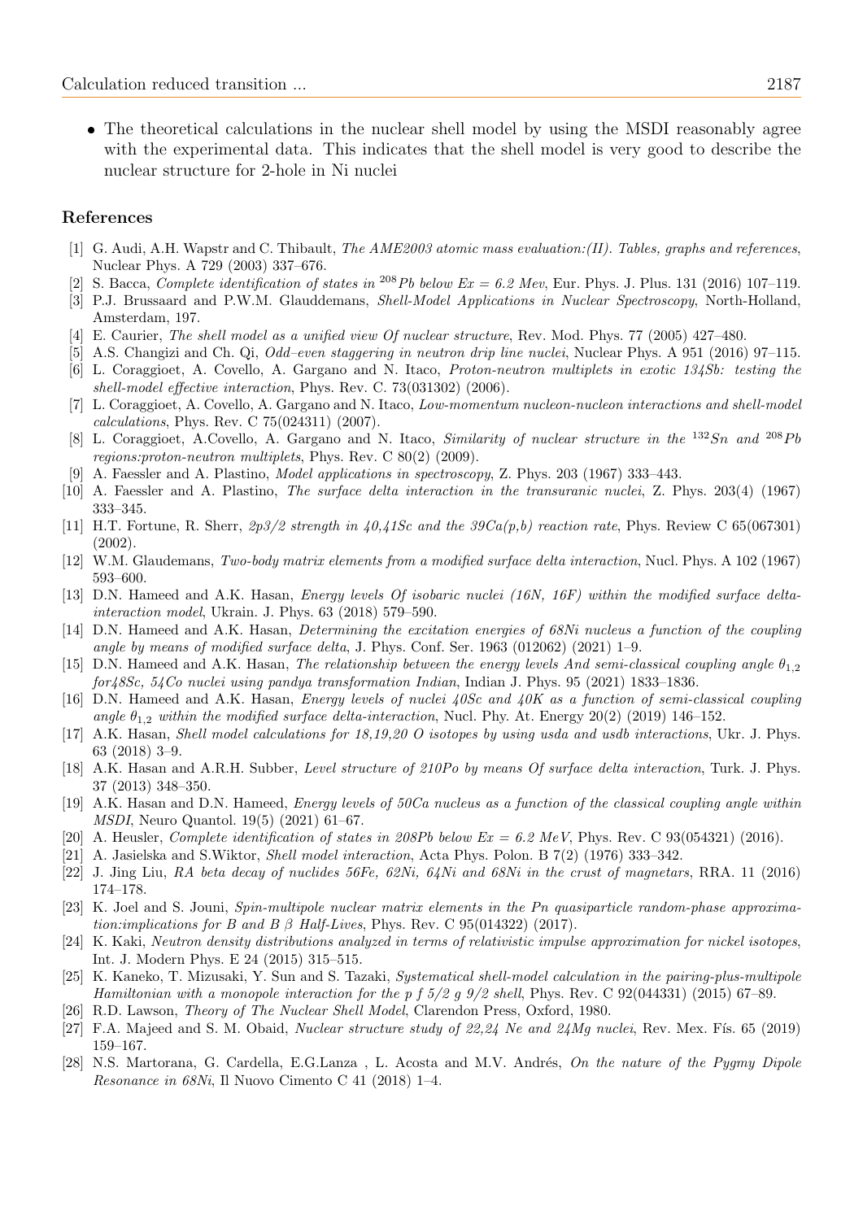- The theoretical calculations in the nuclear shell model by using the MSDI reasonably agree with the experimental data. This indicates that the shell model is very good to describe the nuclear structure for 2-hole in Ni nuclei

## References

[1] G. Audi, A.H. Wapstr and C. Thibault, *The AME2003 atomic mass evaluation:(II). Tables, graphs and references*, Nuclear Phys. A 729 (2003) 337–676.

[2] S. Bacca, *Complete identification of states in $^{208}Pb$ below $Ex = 6.2$ Mev*, Eur. Phys. J. Plus. 131 (2016) 107–119.

[3] P.J. Brussaard and P.W.M. Glauddemans, *Shell-Model Applications in Nuclear Spectroscopy*, North-Holland, Amsterdam, 197.

[4] E. Caurier, *The shell model as a unified view Of nuclear structure*, Rev. Mod. Phys. 77 (2005) 427–480.

[5] A.S. Changizi and Ch. Qi, *Odd–even staggering in neutron drip line nuclei*, Nuclear Phys. A 951 (2016) 97–115.

[6] L. Coraggioet, A. Covello, A. Gargano and N. Itaco, *Proton-neutron multiplets in exotic 134Sb: testing the shell-model effective interaction*, Phys. Rev. C. 73(031302) (2006).

[7] L. Coraggioet, A. Covello, A. Gargano and N. Itaco, *Low-momentum nucleon-nucleon interactions and shell-model calculations*, Phys. Rev. C 75(024311) (2007).

[8] L. Coraggioet, A.Covello, A. Gargano and N. Itaco, *Similarity of nuclear structure in the $^{132}Sn$ and $^{208}Pb$ regions:proton-neutron multiplets*, Phys. Rev. C 80(2) (2009).

[9] A. Faessler and A. Plastino, *Model applications in spectroscopy*, Z. Phys. 203 (1967) 333–443.

[10] A. Faessler and A. Plastino, *The surface delta interaction in the transuranic nuclei*, Z. Phys. 203(4) (1967) 333–345.

[11] H.T. Fortune, R. Sherr, *2p3/2 strength in 40,41Sc and the 39Ca(p,b) reaction rate*, Phys. Review C 65(067301) (2002).

[12] W.M. Glaudemans, *Two-body matrix elements from a modified surface delta interaction*, Nucl. Phys. A 102 (1967) 593–600.

[13] D.N. Hameed and A.K. Hasan, *Energy levels Of isobaric nuclei (16N, 16F) within the modified surface delta-interaction model*, Ukrain. J. Phys. 63 (2018) 579–590.

[14] D.N. Hameed and A.K. Hasan, *Determining the excitation energies of 68Ni nucleus a function of the coupling angle by means of modified surface delta*, J. Phys. Conf. Ser. 1963 (012062) (2021) 1–9.

[15] D.N. Hameed and A.K. Hasan, *The relationship between the energy levels And semi-classical coupling angle $\theta_{1,2}$ for48Sc, 54Co nuclei using pandya transformation Indian*, Indian J. Phys. 95 (2021) 1833–1836.

[16] D.N. Hameed and A.K. Hasan, *Energy levels of nuclei 40Sc and 40K as a function of semi-classical coupling angle $\theta_{1,2}$ within the modified surface delta-interaction*, Nucl. Phy. At. Energy 20(2) (2019) 146–152.

[17] A.K. Hasan, *Shell model calculations for 18,19,20 O isotopes by using usda and usdb interactions*, Ukr. J. Phys. 63 (2018) 3–9.

[18] A.K. Hasan and A.R.H. Subber, *Level structure of 210Po by means Of surface delta interaction*, Turk. J. Phys. 37 (2013) 348–350.

[19] A.K. Hasan and D.N. Hameed, *Energy levels of 50Ca nucleus as a function of the classical coupling angle within MSDI*, Neuro Quantol. 19(5) (2021) 61–67.

[20] A. Heusler, *Complete identification of states in 208Pb below $Ex = 6.2$ MeV*, Phys. Rev. C 93(054321) (2016).

[21] A. Jasielska and S.Wiktor, *Shell model interaction*, Acta Phys. Polon. B 7(2) (1976) 333–342.

[22] J. Jing Liu, *RA beta decay of nuclides 56Fe, 62Ni, 64Ni and 68Ni in the crust of magnetars*, RRA. 11 (2016) 174–178.

[23] K. Joel and S. Jouni, *Spin-multipole nuclear matrix elements in the Pn quasiparticle random-phase approximation:implications for B and B $\beta$ Half-Lives*, Phys. Rev. C 95(014322) (2017).

[24] K. Kaki, *Neutron density distributions analyzed in terms of relativistic impulse approximation for nickel isotopes*, Int. J. Modern Phys. E 24 (2015) 315–515.

[25] K. Kaneko, T. Mizusaki, Y. Sun and S. Tazaki, *Systematical shell-model calculation in the pairing-plus-multipole Hamiltonian with a monopole interaction for the p f 5/2 g 9/2 shell*, Phys. Rev. C 92(044331) (2015) 67–89.

[26] R.D. Lawson, *Theory of The Nuclear Shell Model*, Clarendon Press, Oxford, 1980.

[27] F.A. Majeed and S. M. Obaid, *Nuclear structure study of 22,24 Ne and 24Mg nuclei*, Rev. Mex. Fís. 65 (2019) 159–167.

[28] N.S. Martorana, G. Cardella, E.G.Lanza , L. Acosta and M.V. Andrés, *On the nature of the Pygmy Dipole Resonance in 68Ni*, Il Nuovo Cimento C 41 (2018) 1–4.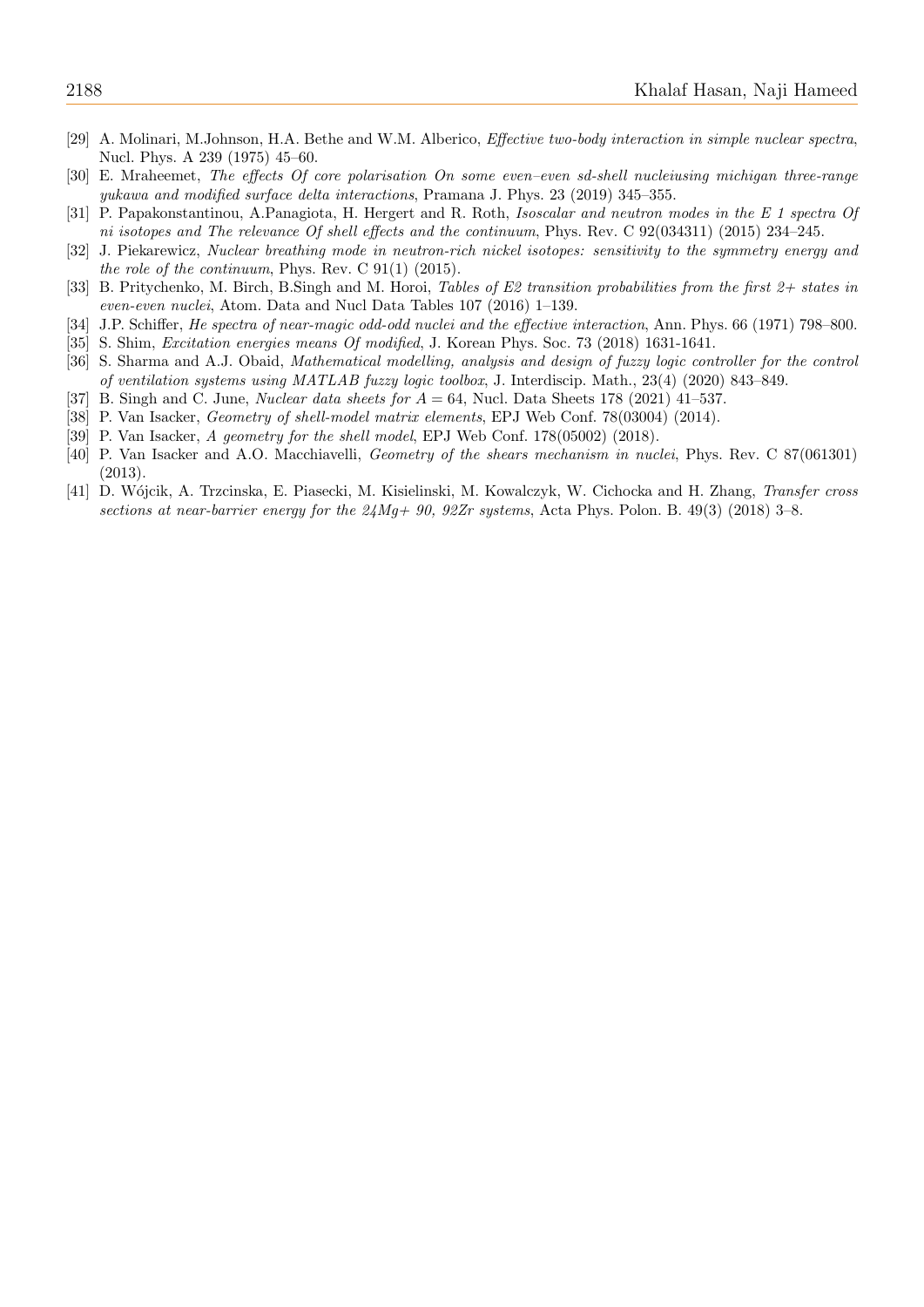[29] A. Molinari, M.Johnson, H.A. Bethe and W.M. Alberico, *Effective two-body interaction in simple nuclear spectra*, Nucl. Phys. A 239 (1975) 45–60.

[30] E. Mraheemet, *The effects Of core polarisation On some even–even sd-shell nucleiusing michigan three-range yukawa and modified surface delta interactions*, Pramana J. Phys. 23 (2019) 345–355.

[31] P. Papakonstantinou, A.Panagiota, H. Hergert and R. Roth, *Isoscalar and neutron modes in the E 1 spectra Of ni isotopes and The relevance Of shell effects and the continuum*, Phys. Rev. C 92(034311) (2015) 234–245.

[32] J. Piekarewicz, *Nuclear breathing mode in neutron-rich nickel isotopes: sensitivity to the symmetry energy and the role of the continuum*, Phys. Rev. C 91(1) (2015).

[33] B. Pritychenko, M. Birch, B.Singh and M. Horoi, *Tables of E2 transition probabilities from the first 2+ states in even-even nuclei*, Atom. Data and Nucl Data Tables 107 (2016) 1–139.

[34] J.P. Schiffer, *He spectra of near-magic odd-odd nuclei and the effective interaction*, Ann. Phys. 66 (1971) 798–800.

[35] S. Shim, *Excitation energies means Of modified*, J. Korean Phys. Soc. 73 (2018) 1631-1641.

[36] S. Sharma and A.J. Obaid, *Mathematical modelling, analysis and design of fuzzy logic controller for the control of ventilation systems using MATLAB fuzzy logic toolbox*, J. Interdiscip. Math., 23(4) (2020) 843–849.

[37] B. Singh and C. June, *Nuclear data sheets for $A = 64$*, Nucl. Data Sheets 178 (2021) 41–537.

[38] P. Van Isacker, *Geometry of shell-model matrix elements*, EPJ Web Conf. 78(03004) (2014).

[39] P. Van Isacker, *A geometry for the shell model*, EPJ Web Conf. 178(05002) (2018).

[40] P. Van Isacker and A.O. Macchiavelli, *Geometry of the shears mechanism in nuclei*, Phys. Rev. C 87(061301) (2013).

[41] D. Wójcik, A. Trzcinska, E. Piasecki, M. Kisielinski, M. Kowalczyk, W. Cichocka and H. Zhang, *Transfer cross sections at near-barrier energy for the 24Mg+ 90, 92Zr systems*, Acta Phys. Polon. B. 49(3) (2018) 3–8.